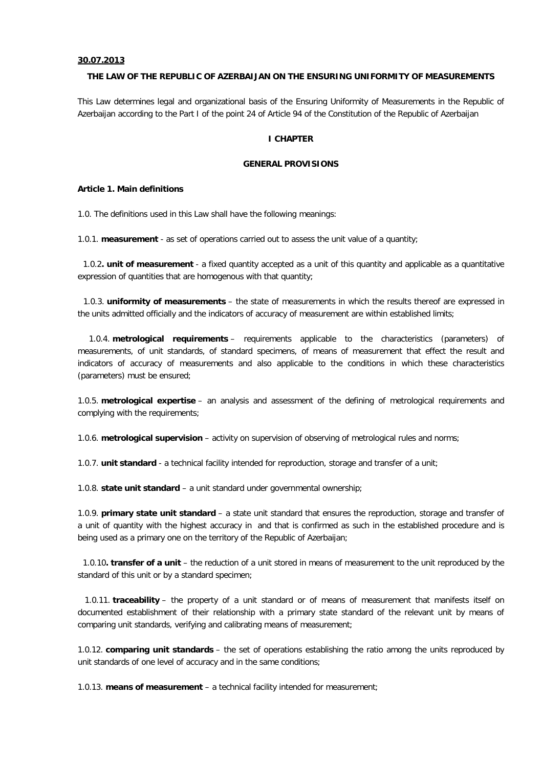**30.07.2013**

# THE LAW OF THE REPUBLIC OF AZERBAIJAN ON THE ENSURING UNIFORMITY OF MEASUREMENTS

This Law determines legal and organizational basis of the Ensuring Uniformity of Measurements in the Republic of Azerbaijan according to the Part I of the point 24 of Article 94 of the Constitution of the Republic of Azerbaijan

## I CHAPTER

## GENERAL PROVISIONS

### Article 1. Main definitions

1.0. The definitions used in this Law shall have the following meanings:

1.0.1. **measurement** - as set of operations carried out to assess the unit value of a quantity;

1.0.2**. unit of measurement** - a fixed quantity accepted as a unit of this quantity and applicable as a quantitative expression of quantities that are homogenous with that quantity;

1.0.3. **uniformity of measurements** – the state of measurements in which the results thereof are expressed in the units admitted officially and the indicators of accuracy of measurement are within established limits;

1.0.4. **metrological requirements** – requirements applicable to the characteristics (parameters) of measurements, of unit standards, of standard specimens, of means of measurement that effect the result and indicators of accuracy of measurements and also applicable to the conditions in which these characteristics (parameters) must be ensured;

1.0.5. **metrological expertise** – an analysis and assessment of the defining of metrological requirements and complying with the requirements;

1.0.6. **metrological supervision** – activity on supervision of observing of metrological rules and norms;

1.0.7. **unit standard** - a technical facility intended for reproduction, storage and transfer of a unit;

1.0.8. **state unit standard** – a unit standard under governmental ownership;

1.0.9. **primary state unit standard** – a state unit standard that ensures the reproduction, storage and transfer of a unit of quantity with the highest accuracy in and that is confirmed as such in the established procedure and is being used as a primary one on the territory of the Republic of Azerbaijan;

1.0.10**. transfer of a unit** – the reduction of a unit stored in means of measurement to the unit reproduced by the standard of this unit or by a standard specimen;

1.0.11. **traceability** – the property of a unit standard or of means of measurement that manifests itself on documented establishment of their relationship with a primary state standard of the relevant unit by means of comparing unit standards, verifying and calibrating means of measurement;

1.0.12. **comparing unit standards** – the set of operations establishing the ratio among the units reproduced by unit standards of one level of accuracy and in the same conditions;

1.0.13. **means of measurement** – a technical facility intended for measurement;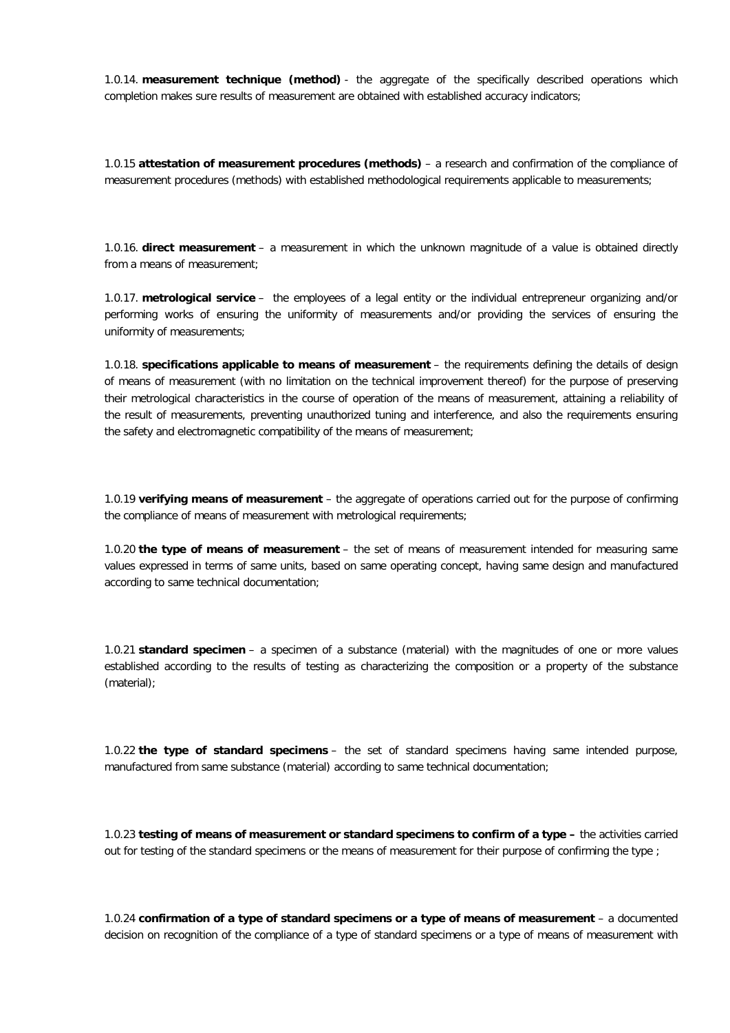1.0.14. **measurement technique (method)** - the aggregate of the specifically described operations which completion makes sure results of measurement are obtained with established accuracy indicators;

1.0.15 **attestation of measurement procedures (methods)** – a research and confirmation of the compliance of measurement procedures (methods) with established methodological requirements applicable to measurements;

1.0.16. **direct measurement** – a measurement in which the unknown magnitude of a value is obtained directly from a means of measurement;

1.0.17. **metrological service** – the employees of a legal entity or the individual entrepreneur organizing and/or performing works of ensuring the uniformity of measurements and/or providing the services of ensuring the uniformity of measurements;

1.0.18. **specifications applicable to means of measurement** – the requirements defining the details of design of means of measurement (with no limitation on the technical improvement thereof) for the purpose of preserving their metrological characteristics in the course of operation of the means of measurement, attaining a reliability of the result of measurements, preventing unauthorized tuning and interference, and also the requirements ensuring the safety and electromagnetic compatibility of the means of measurement;

1.0.19 **verifying means of measurement** – the aggregate of operations carried out for the purpose of confirming the compliance of means of measurement with metrological requirements;

1.0.20 **the type of means of measurement** – the set of means of measurement intended for measuring same values expressed in terms of same units, based on same operating concept, having same design and manufactured according to same technical documentation;

1.0.21 **standard specimen** – a specimen of a substance (material) with the magnitudes of one or more values established according to the results of testing as characterizing the composition or a property of the substance (material);

1.0.22 **the type of standard specimens** – the set of standard specimens having same intended purpose, manufactured from same substance (material) according to same technical documentation;

1.0.23 **testing of means of measurement or standard specimens to confirm of a type –** the activities carried out for testing of the standard specimens or the means of measurement for their purpose of confirming the type ;

1.0.24 **confirmation of a type of standard specimens or a type of means of measurement** – a documented decision on recognition of the compliance of a type of standard specimens or a type of means of measurement with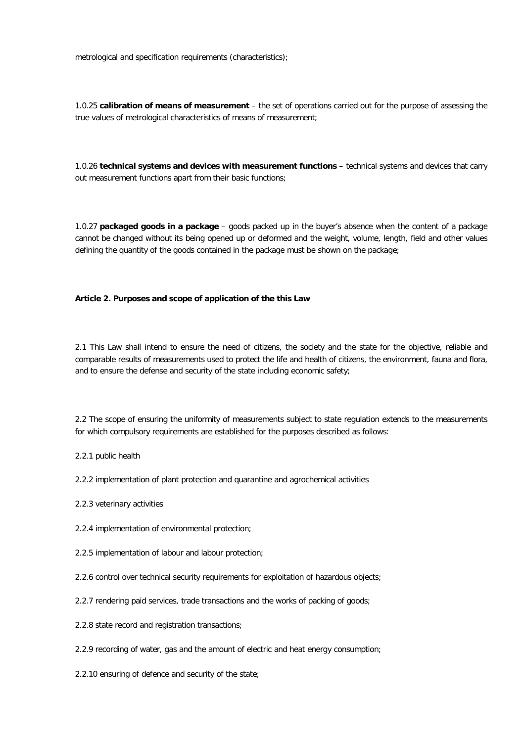metrological and specification requirements (characteristics);

1.0.25 **calibration of means of measurement** – the set of operations carried out for the purpose of assessing the true values of metrological characteristics of means of measurement;

1.0.26 **technical systems and devices with measurement functions** – technical systems and devices that carry out measurement functions apart from their basic functions;

1.0.27 **packaged goods in a package** – goods packed up in the buyer's absence when the content of a package cannot be changed without its being opened up or deformed and the weight, volume, length, field and other values defining the quantity of the goods contained in the package must be shown on the package;

**Article 2. Purposes and scope of application of the this Law**

2.1 This Law shall intend to ensure the need of citizens, the society and the state for the objective, reliable and comparable results of measurements used to protect the life and health of citizens, the environment, fauna and flora, and to ensure the defense and security of the state including economic safety;

2.2 The scope of ensuring the uniformity of measurements subject to state regulation extends to the measurements for which compulsory requirements are established for the purposes described as follows:

2.2.1 public health

2.2.2 implementation of plant protection and quarantine and agrochemical activities

2.2.3 veterinary activities

2.2.4 implementation of environmental protection;

2.2.5 implementation of labour and labour protection;

2.2.6 control over technical security requirements for exploitation of hazardous objects;

2.2.7 rendering paid services, trade transactions and the works of packing of goods;

2.2.8 state record and registration transactions;

2.2.9 recording of water, gas and the amount of electric and heat energy consumption;

2.2.10 ensuring of defence and security of the state;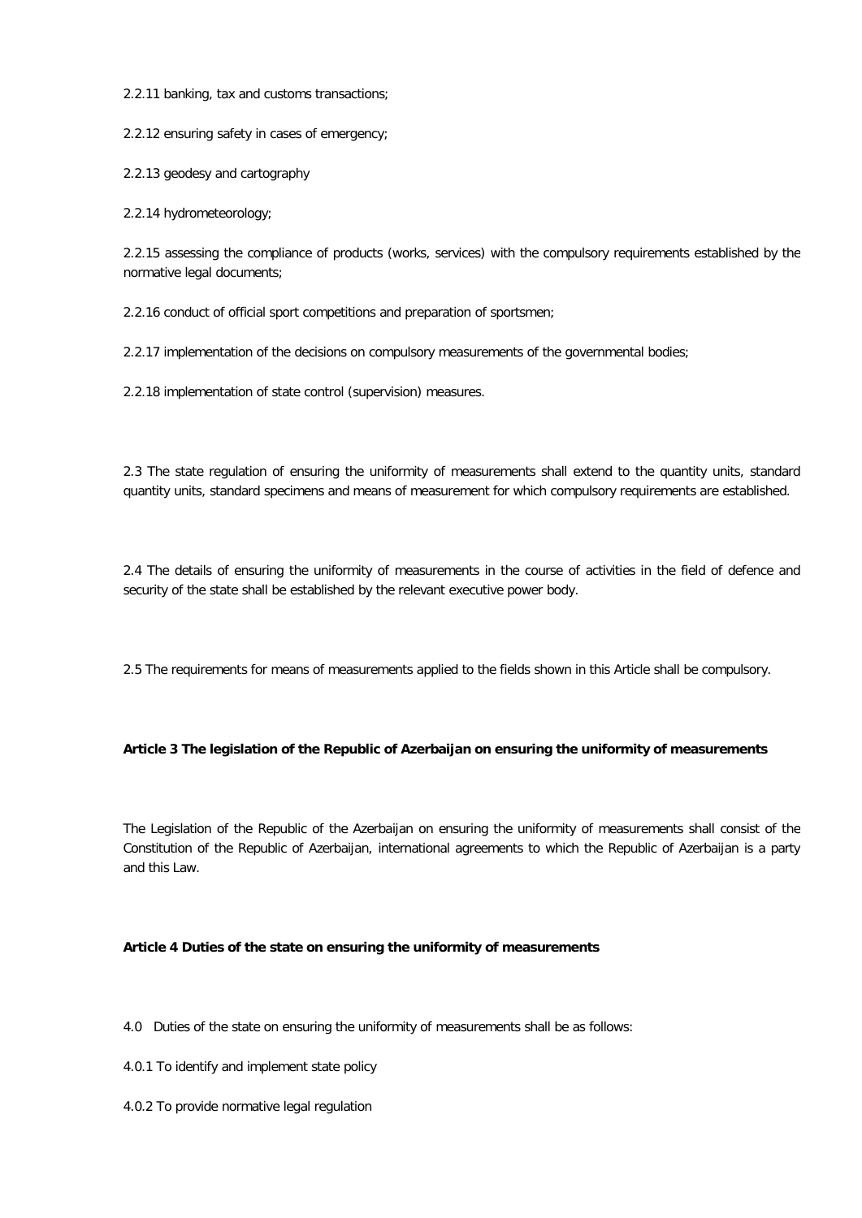2.2.11 banking, tax and customs transactions;

2.2.12 ensuring safety in cases of emergency;

2.2.13 geodesy and cartography

2.2.14 hydrometeorology;

2.2.15 assessing the compliance of products (works, services) with the compulsory requirements established by the normative legal documents;

2.2.16 conduct of official sport competitions and preparation of sportsmen;

2.2.17 implementation of the decisions on compulsory measurements of the governmental bodies;

2.2.18 implementation of state control (supervision) measures.

2.3 The state regulation of ensuring the uniformity of measurements shall extend to the quantity units, standard quantity units, standard specimens and means of measurement for which compulsory requirements are established.

2.4 The details of ensuring the uniformity of measurements in the course of activities in the field of defence and security of the state shall be established by the relevant executive power body.

2.5 The requirements for means of measurements applied to the fields shown in this Article shall be compulsory.

**Article 3 The legislation of the Republic of Azerbaijan on ensuring the uniformity of measurements**

The Legislation of the Republic of the Azerbaijan on ensuring the uniformity of measurements shall consist of the Constitution of the Republic of Azerbaijan, international agreements to which the Republic of Azerbaijan is a party and this Law.

**Article 4 Duties of the state on ensuring the uniformity of measurements**

4.0 Duties of the state on ensuring the uniformity of measurements shall be as follows:

4.0.1 To identify and implement state policy

4.0.2 To provide normative legal regulation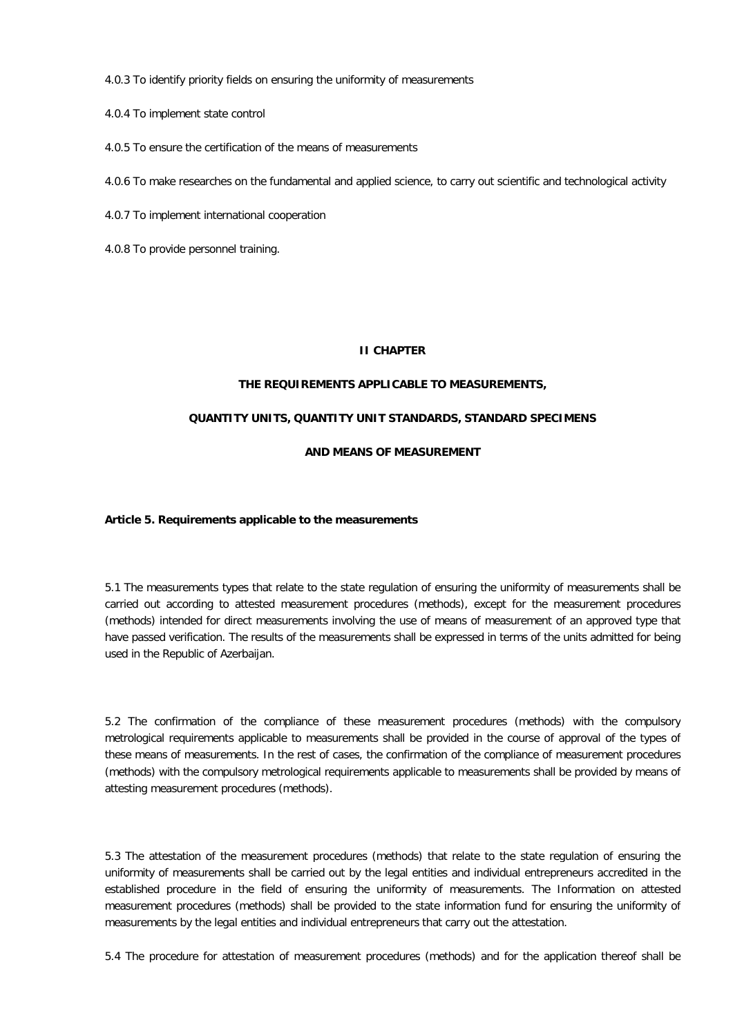4.0.3 To identify priority fields on ensuring the uniformity of measurements

4.0.4 To implement state control

4.0.5 To ensure the certification of the means of measurements

4.0.6 To make researches on the fundamental and applied science, to carry out scientific and technological activity

4.0.7 To implement international cooperation

4.0.8 To provide personnel training.

## II CHAPTER

## THE REQUIREMENTS APPLICABLE TO MEASUREMENTS,

## QUANTITY UNITS, QUANTITY UNIT STANDARDS, STANDARD SPECIMENS

## AND MEANS OF MEASUREMENT

### Article 5. Requirements applicable to the measurements

5.1 The measurements types that relate to the state regulation of ensuring the uniformity of measurements shall be carried out according to attested measurement procedures (methods), except for the measurement procedures (methods) intended for direct measurements involving the use of means of measurement of an approved type that have passed verification. The results of the measurements shall be expressed in terms of the units admitted for being used in the Republic of Azerbaijan.

5.2 The confirmation of the compliance of these measurement procedures (methods) with the compulsory metrological requirements applicable to measurements shall be provided in the course of approval of the types of these means of measurements. In the rest of cases, the confirmation of the compliance of measurement procedures (methods) with the compulsory metrological requirements applicable to measurements shall be provided by means of attesting measurement procedures (methods).

5.3 The attestation of the measurement procedures (methods) that relate to the state regulation of ensuring the uniformity of measurements shall be carried out by the legal entities and individual entrepreneurs accredited in the established procedure in the field of ensuring the uniformity of measurements. The Information on attested measurement procedures (methods) shall be provided to the state information fund for ensuring the uniformity of measurements by the legal entities and individual entrepreneurs that carry out the attestation.

5.4 The procedure for attestation of measurement procedures (methods) and for the application thereof shall be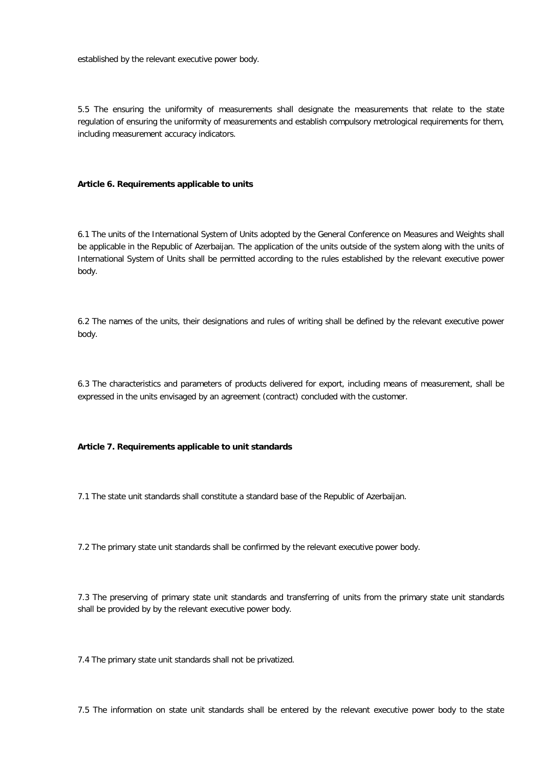established by the relevant executive power body.

5.5 The ensuring the uniformity of measurements shall designate the measurements that relate to the state regulation of ensuring the uniformity of measurements and establish compulsory metrological requirements for them, including measurement accuracy indicators.

**Article 6. Requirements applicable to units**

6.1 The units of the International System of Units adopted by the General Conference on Measures and Weights shall be applicable in the Republic of Azerbaijan. The application of the units outside of the system along with the units of International System of Units shall be permitted according to the rules established by the relevant executive power body.

6.2 The names of the units, their designations and rules of writing shall be defined by the relevant executive power body.

6.3 The characteristics and parameters of products delivered for export, including means of measurement, shall be expressed in the units envisaged by an agreement (contract) concluded with the customer.

**Article 7. Requirements applicable to unit standards**

7.1 The state unit standards shall constitute a standard base of the Republic of Azerbaijan.

7.2 The primary state unit standards shall be confirmed by the relevant executive power body.

7.3 The preserving of primary state unit standards and transferring of units from the primary state unit standards shall be provided by by the relevant executive power body.

7.4 The primary state unit standards shall not be privatized.

7.5 The information on state unit standards shall be entered by the relevant executive power body to the state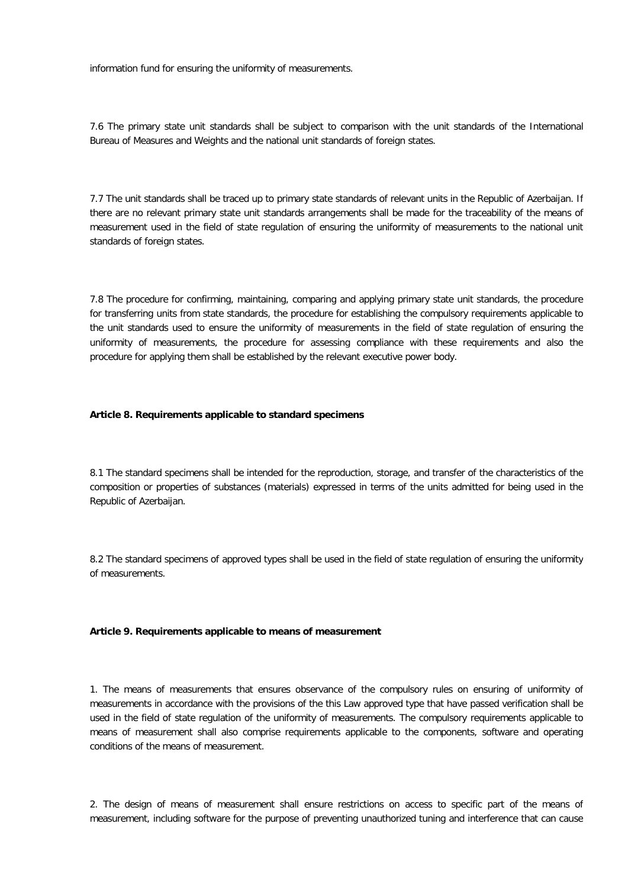information fund for ensuring the uniformity of measurements.

7.6 The primary state unit standards shall be subject to comparison with the unit standards of the International Bureau of Measures and Weights and the national unit standards of foreign states.

7.7 The unit standards shall be traced up to primary state standards of relevant units in the Republic of Azerbaijan. If there are no relevant primary state unit standards arrangements shall be made for the traceability of the means of measurement used in the field of state regulation of ensuring the uniformity of measurements to the national unit standards of foreign states.

7.8 The procedure for confirming, maintaining, comparing and applying primary state unit standards, the procedure for transferring units from state standards, the procedure for establishing the compulsory requirements applicable to the unit standards used to ensure the uniformity of measurements in the field of state regulation of ensuring the uniformity of measurements, the procedure for assessing compliance with these requirements and also the procedure for applying them shall be established by the relevant executive power body.

**Article 8. Requirements applicable to standard specimens**

8.1 The standard specimens shall be intended for the reproduction, storage, and transfer of the characteristics of the composition or properties of substances (materials) expressed in terms of the units admitted for being used in the Republic of Azerbaijan.

8.2 The standard specimens of approved types shall be used in the field of state regulation of ensuring the uniformity of measurements.

**Article 9. Requirements applicable to means of measurement**

1. The means of measurements that ensures observance of the compulsory rules on ensuring of uniformity of measurements in accordance with the provisions of the this Law approved type that have passed verification shall be used in the field of state regulation of the uniformity of measurements. The compulsory requirements applicable to means of measurement shall also comprise requirements applicable to the components, software and operating conditions of the means of measurement.

2. The design of means of measurement shall ensure restrictions on access to specific part of the means of measurement, including software for the purpose of preventing unauthorized tuning and interference that can cause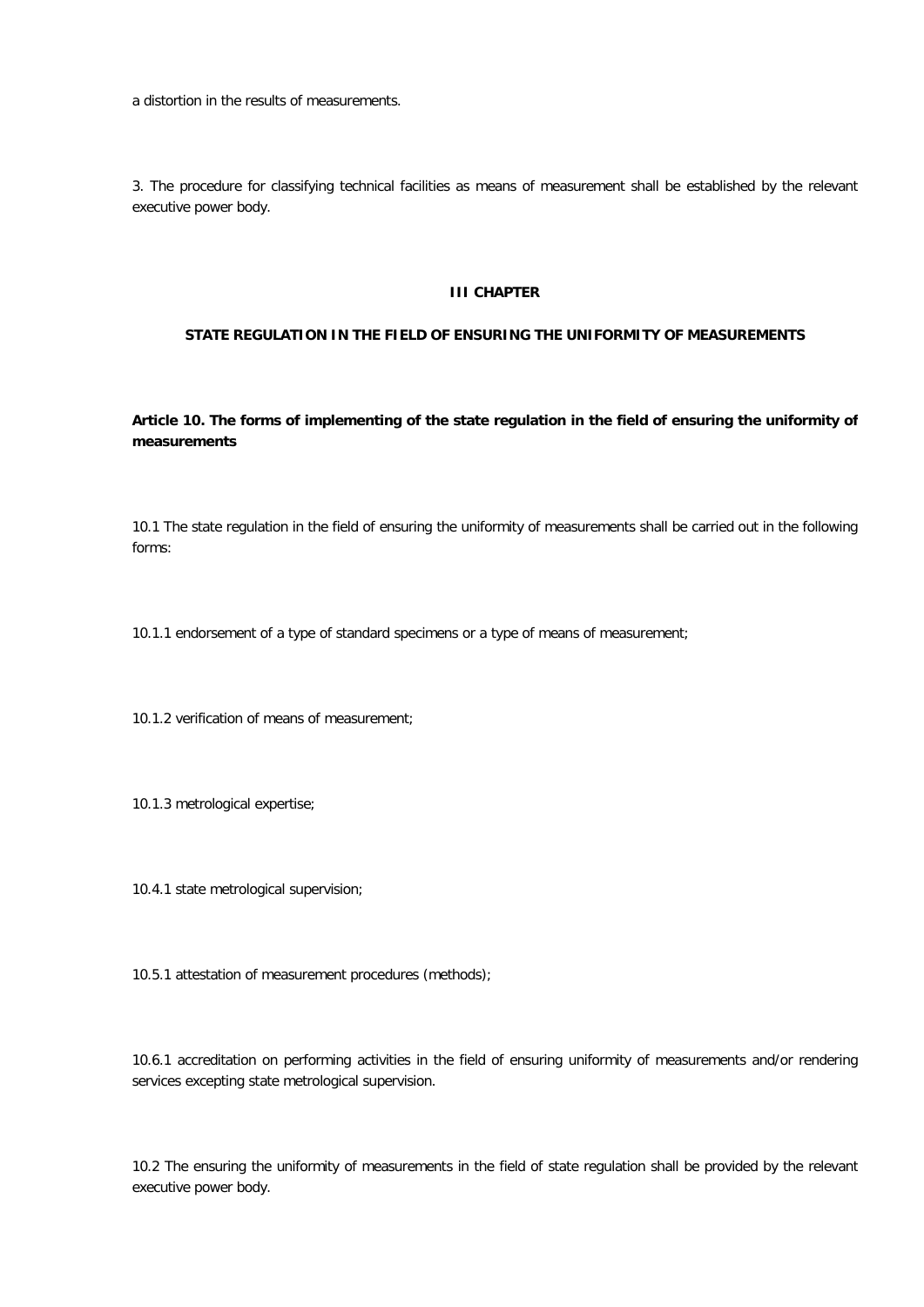a distortion in the results of measurements.

3. The procedure for classifying technical facilities as means of measurement shall be established by the relevant executive power body.

## III CHAPTER

## STATE REGULATION IN THE FIELD OF ENSURING THE UNIFORMITY OF MEASUREMENTS

### Article 10. The forms of implementing of the state regulation in the field of ensuring the uniformity of measurements

10.1 The state regulation in the field of ensuring the uniformity of measurements shall be carried out in the following forms:

10.1.1 endorsement of a type of standard specimens or a type of means of measurement;

10.1.2 verification of means of measurement;

10.1.3 metrological expertise;

10.4.1 state metrological supervision;

10.5.1 attestation of measurement procedures (methods);

10.6.1 accreditation on performing activities in the field of ensuring uniformity of measurements and/or rendering services excepting state metrological supervision.

10.2 The ensuring the uniformity of measurements in the field of state regulation shall be provided by the relevant executive power body.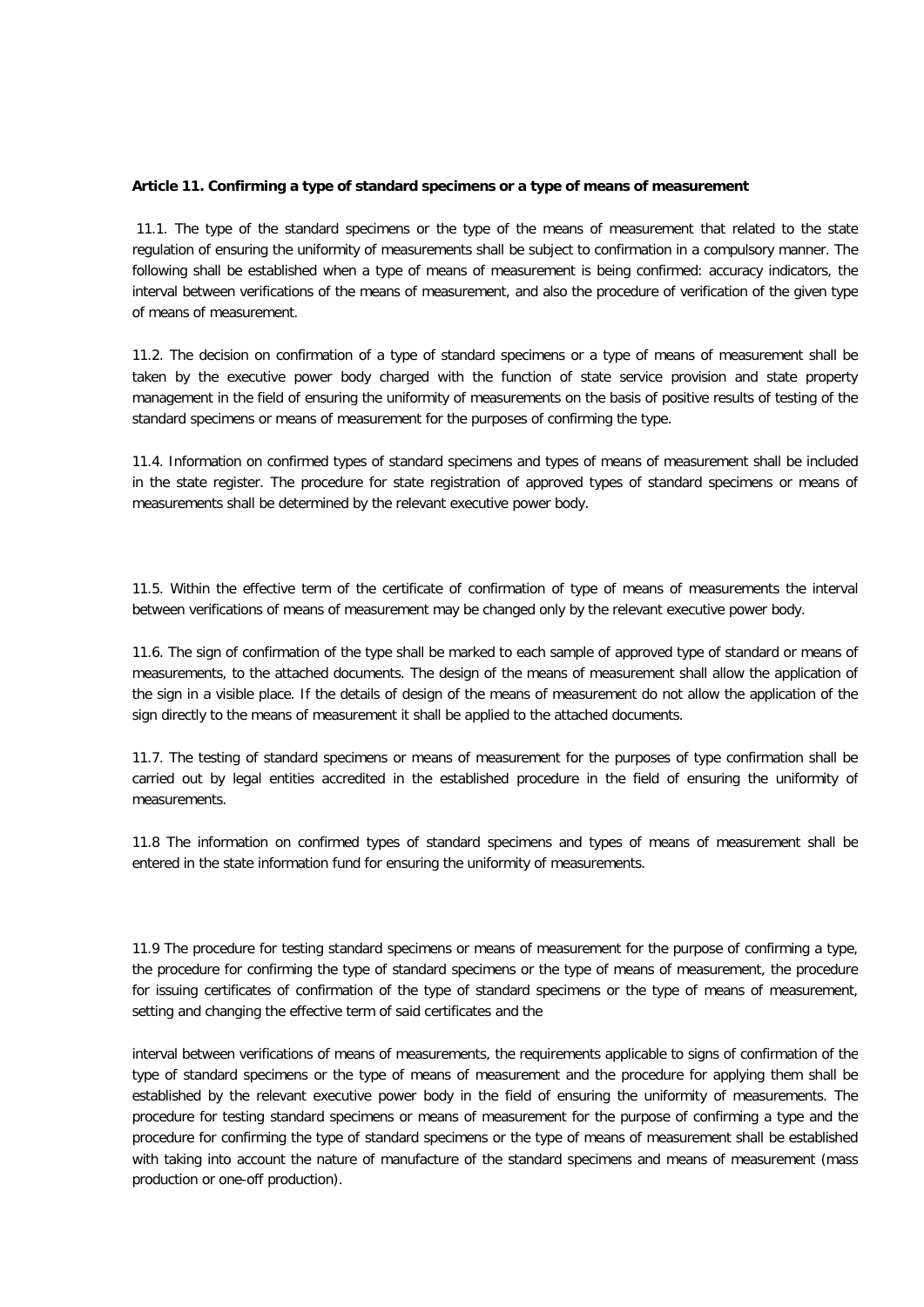**Article 11. Confirming a type of standard specimens or a type of means of measurement**

11.1. The type of the standard specimens or the type of the means of measurement that related to the state regulation of ensuring the uniformity of measurements shall be subject to confirmation in a compulsory manner. The following shall be established when a type of means of measurement is being confirmed: accuracy indicators, the interval between verifications of the means of measurement, and also the procedure of verification of the given type of means of measurement.

11.2. The decision on confirmation of a type of standard specimens or a type of means of measurement shall be taken by the executive power body charged with the function of state service provision and state property management in the field of ensuring the uniformity of measurements on the basis of positive results of testing of the standard specimens or means of measurement for the purposes of confirming the type.

11.4. Information on confirmed types of standard specimens and types of means of measurement shall be included in the state register. The procedure for state registration of approved types of standard specimens or means of measurements shall be determined by the relevant executive power body.

11.5. Within the effective term of the certificate of confirmation of type of means of measurements the interval between verifications of means of measurement may be changed only by the relevant executive power body.

11.6. The sign of confirmation of the type shall be marked to each sample of approved type of standard or means of measurements, to the attached documents. The design of the means of measurement shall allow the application of the sign in a visible place. If the details of design of the means of measurement do not allow the application of the sign directly to the means of measurement it shall be applied to the attached documents.

11.7. The testing of standard specimens or means of measurement for the purposes of type confirmation shall be carried out by legal entities accredited in the established procedure in the field of ensuring the uniformity of measurements.

11.8 The information on confirmed types of standard specimens and types of means of measurement shall be entered in the state information fund for ensuring the uniformity of measurements.

11.9 The procedure for testing standard specimens or means of measurement for the purpose of confirming a type, the procedure for confirming the type of standard specimens or the type of means of measurement, the procedure for issuing certificates of confirmation of the type of standard specimens or the type of means of measurement, setting and changing the effective term of said certificates and the

interval between verifications of means of measurements, the requirements applicable to signs of confirmation of the type of standard specimens or the type of means of measurement and the procedure for applying them shall be established by the relevant executive power body in the field of ensuring the uniformity of measurements. The procedure for testing standard specimens or means of measurement for the purpose of confirming a type and the procedure for confirming the type of standard specimens or the type of means of measurement shall be established with taking into account the nature of manufacture of the standard specimens and means of measurement (mass production or one-off production).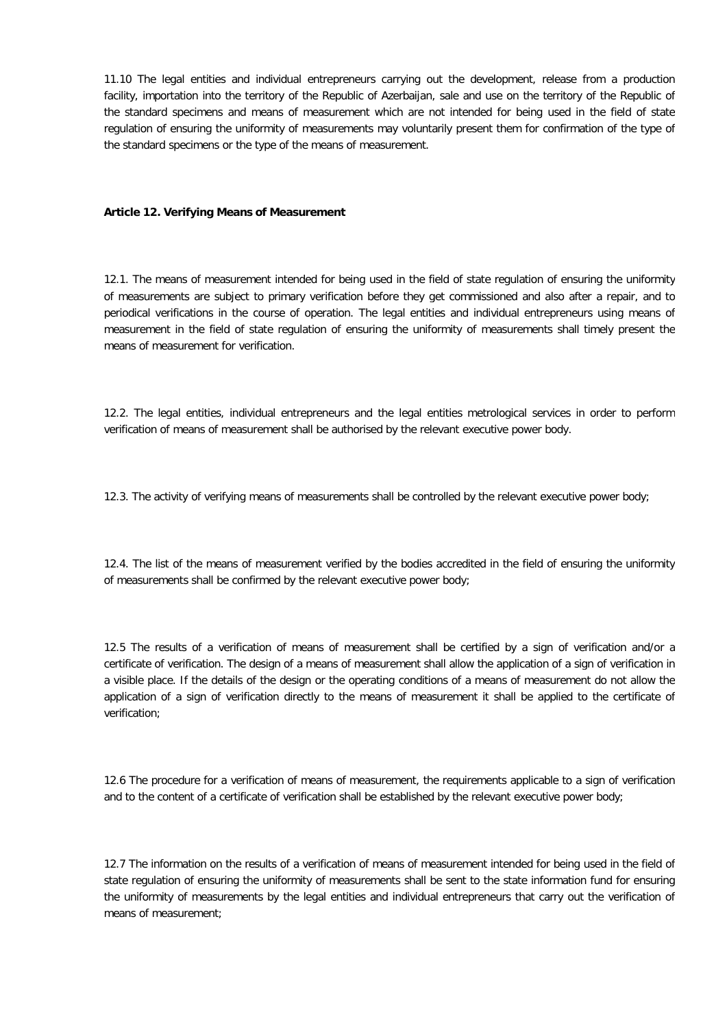11.10 The legal entities and individual entrepreneurs carrying out the development, release from a production facility, importation into the territory of the Republic of Azerbaijan, sale and use on the territory of the Republic of the standard specimens and means of measurement which are not intended for being used in the field of state regulation of ensuring the uniformity of measurements may voluntarily present them for confirmation of the type of the standard specimens or the type of the means of measurement.

**Article 12. Verifying Means of Measurement**

12.1. The means of measurement intended for being used in the field of state regulation of ensuring the uniformity of measurements are subject to primary verification before they get commissioned and also after a repair, and to periodical verifications in the course of operation. The legal entities and individual entrepreneurs using means of measurement in the field of state regulation of ensuring the uniformity of measurements shall timely present the means of measurement for verification.

12.2. The legal entities, individual entrepreneurs and the legal entities metrological services in order to perform verification of means of measurement shall be authorised by the relevant executive power body.

12.3. The activity of verifying means of measurements shall be controlled by the relevant executive power body;

12.4. The list of the means of measurement verified by the bodies accredited in the field of ensuring the uniformity of measurements shall be confirmed by the relevant executive power body;

12.5 The results of a verification of means of measurement shall be certified by a sign of verification and/or a certificate of verification. The design of a means of measurement shall allow the application of a sign of verification in a visible place. If the details of the design or the operating conditions of a means of measurement do not allow the application of a sign of verification directly to the means of measurement it shall be applied to the certificate of verification;

12.6 The procedure for a verification of means of measurement, the requirements applicable to a sign of verification and to the content of a certificate of verification shall be established by the relevant executive power body;

12.7 The information on the results of a verification of means of measurement intended for being used in the field of state regulation of ensuring the uniformity of measurements shall be sent to the state information fund for ensuring the uniformity of measurements by the legal entities and individual entrepreneurs that carry out the verification of means of measurement;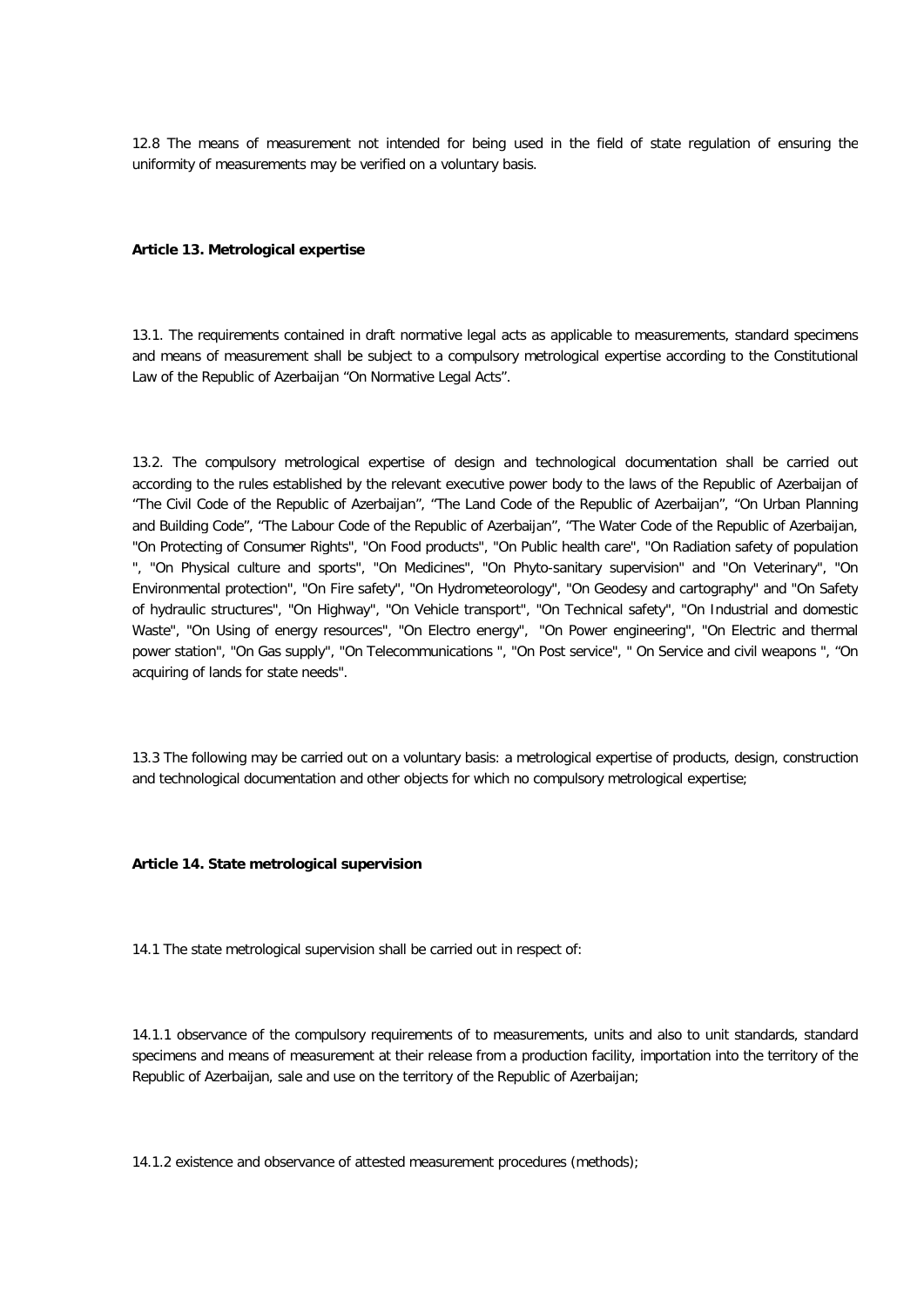12.8 The means of measurement not intended for being used in the field of state regulation of ensuring the uniformity of measurements may be verified on a voluntary basis.

**Article 13. Metrological expertise**

13.1. The requirements contained in draft normative legal acts as applicable to measurements, standard specimens and means of measurement shall be subject to a compulsory metrological expertise according to the Constitutional Law of the Republic of Azerbaijan “On Normative Legal Acts”.

13.2. The compulsory metrological expertise of design and technological documentation shall be carried out according to the rules established by the relevant executive power body to the laws of the Republic of Azerbaijan of “The Civil Code of the Republic of Azerbaijan”, “The Land Code of the Republic of Azerbaijan”, “On Urban Planning and Building Code”, “The Labour Code of the Republic of Azerbaijan”, “The Water Code of the Republic of Azerbaijan, "On Protecting of Consumer Rights", "On Food products", "On Public health care", "On Radiation safety of population ", "On Physical culture and sports", "On Medicines", "On Phyto-sanitary supervision" and "On Veterinary", "On Environmental protection", "On Fire safety", "On Hydrometeorology", "On Geodesy and cartography" and "On Safety of hydraulic structures", "On Highway", "On Vehicle transport", "On Technical safety", "On Industrial and domestic Waste", "On Using of energy resources", "On Electro energy", "On Power engineering", "On Electric and thermal power station", "On Gas supply", "On Telecommunications ", "On Post service", " On Service and civil weapons ", “On acquiring of lands for state needs".

13.3 The following may be carried out on a voluntary basis: a metrological expertise of products, design, construction and technological documentation and other objects for which no compulsory metrological expertise;

**Article 14. State metrological supervision**

14.1 The state metrological supervision shall be carried out in respect of:

14.1.1 observance of the compulsory requirements of to measurements, units and also to unit standards, standard specimens and means of measurement at their release from a production facility, importation into the territory of the Republic of Azerbaijan, sale and use on the territory of the Republic of Azerbaijan;

14.1.2 existence and observance of attested measurement procedures (methods);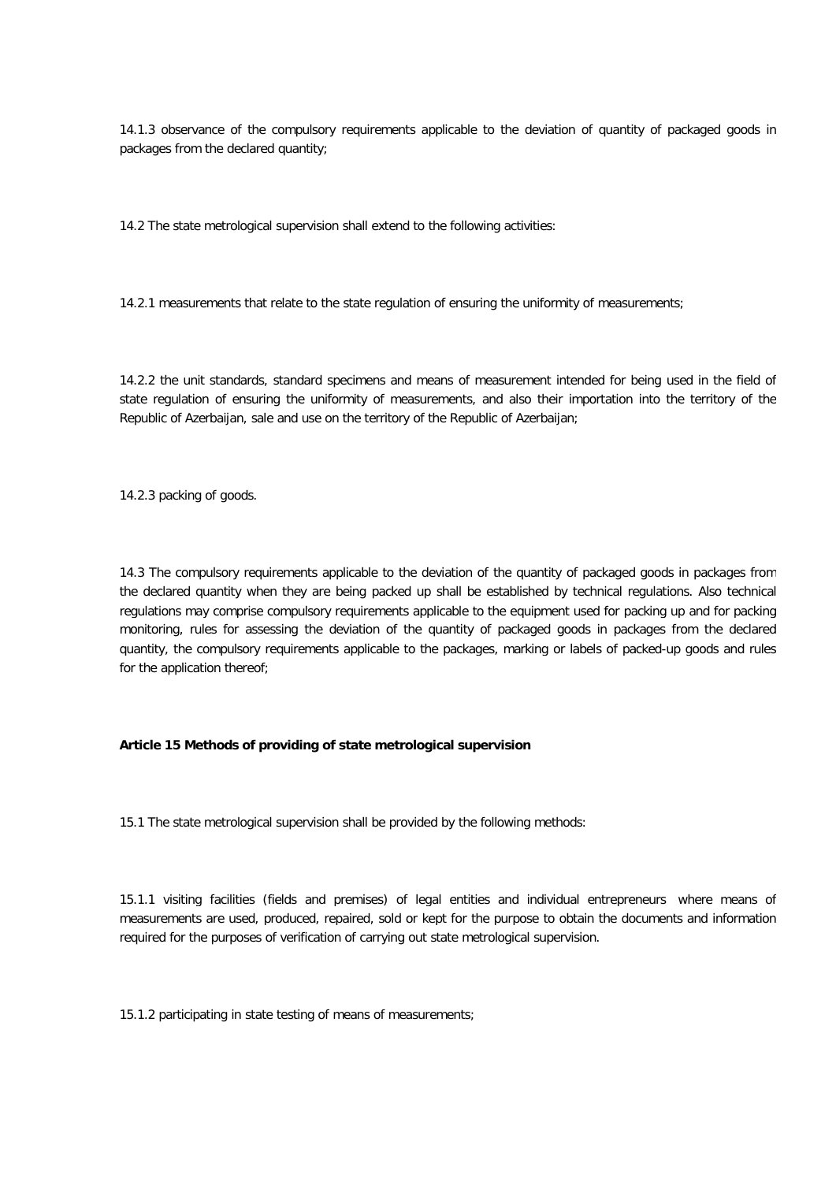14.1.3 observance of the compulsory requirements applicable to the deviation of quantity of packaged goods in packages from the declared quantity;

14.2 The state metrological supervision shall extend to the following activities:

14.2.1 measurements that relate to the state regulation of ensuring the uniformity of measurements;

14.2.2 the unit standards, standard specimens and means of measurement intended for being used in the field of state regulation of ensuring the uniformity of measurements, and also their importation into the territory of the Republic of Azerbaijan, sale and use on the territory of the Republic of Azerbaijan;

14.2.3 packing of goods.

14.3 The compulsory requirements applicable to the deviation of the quantity of packaged goods in packages from the declared quantity when they are being packed up shall be established by technical regulations. Also technical regulations may comprise compulsory requirements applicable to the equipment used for packing up and for packing monitoring, rules for assessing the deviation of the quantity of packaged goods in packages from the declared quantity, the compulsory requirements applicable to the packages, marking or labels of packed-up goods and rules for the application thereof;

**Article 15 Methods of providing of state metrological supervision**

15.1 The state metrological supervision shall be provided by the following methods:

15.1.1 visiting facilities (fields and premises) of legal entities and individual entrepreneurs where means of measurements are used, produced, repaired, sold or kept for the purpose to obtain the documents and information required for the purposes of verification of carrying out state metrological supervision.

15.1.2 participating in state testing of means of measurements;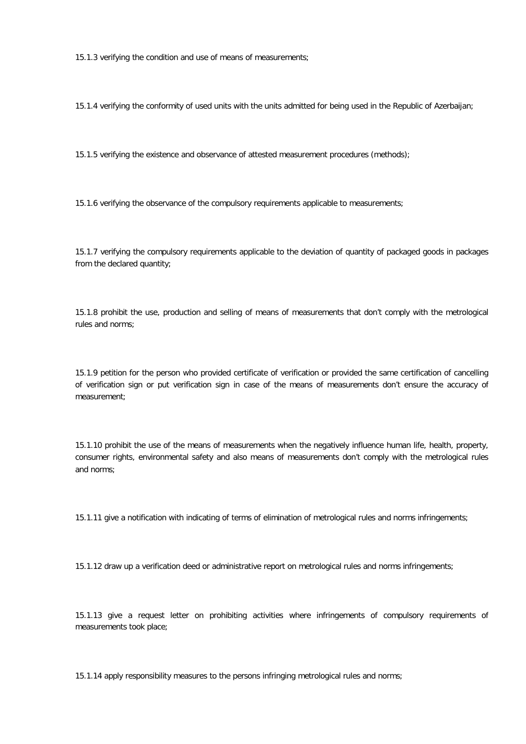15.1.3 verifying the condition and use of means of measurements;

15.1.4 verifying the conformity of used units with the units admitted for being used in the Republic of Azerbaijan;

15.1.5 verifying the existence and observance of attested measurement procedures (methods);

15.1.6 verifying the observance of the compulsory requirements applicable to measurements;

15.1.7 verifying the compulsory requirements applicable to the deviation of quantity of packaged goods in packages from the declared quantity;

15.1.8 prohibit the use, production and selling of means of measurements that don't comply with the metrological rules and norms;

15.1.9 petition for the person who provided certificate of verification or provided the same certification of cancelling of verification sign or put verification sign in case of the means of measurements don't ensure the accuracy of measurement;

15.1.10 prohibit the use of the means of measurements when the negatively influence human life, health, property, consumer rights, environmental safety and also means of measurements don't comply with the metrological rules and norms;

15.1.11 give a notification with indicating of terms of elimination of metrological rules and norms infringements;

15.1.12 draw up a verification deed or administrative report on metrological rules and norms infringements;

15.1.13 give a request letter on prohibiting activities where infringements of compulsory requirements of measurements took place;

15.1.14 apply responsibility measures to the persons infringing metrological rules and norms;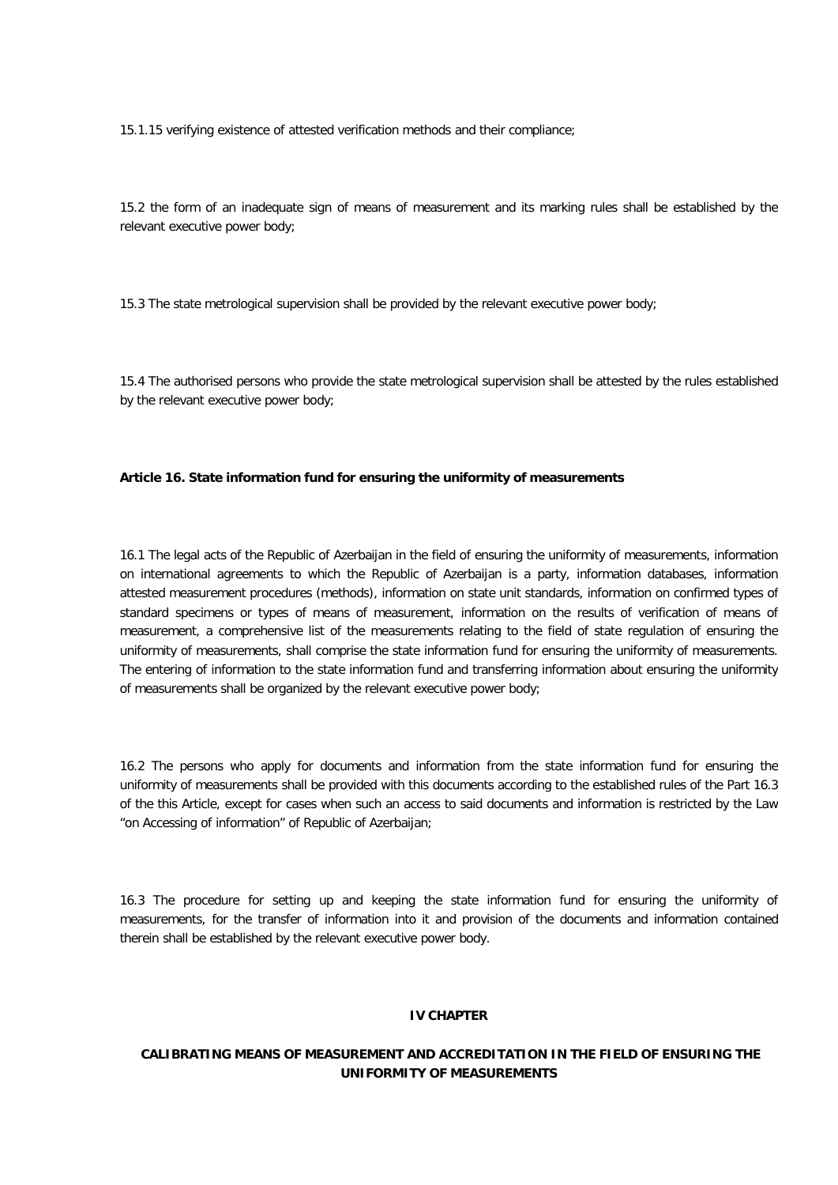15.1.15 verifying existence of attested verification methods and their compliance;

15.2 the form of an inadequate sign of means of measurement and its marking rules shall be established by the relevant executive power body;

15.3 The state metrological supervision shall be provided by the relevant executive power body;

15.4 The authorised persons who provide the state metrological supervision shall be attested by the rules established by the relevant executive power body;

**Article 16. State information fund for ensuring the uniformity of measurements**

16.1 The legal acts of the Republic of Azerbaijan in the field of ensuring the uniformity of measurements, information on international agreements to which the Republic of Azerbaijan is a party, information databases, information attested measurement procedures (methods), information on state unit standards, information on confirmed types of standard specimens or types of means of measurement, information on the results of verification of means of measurement, a comprehensive list of the measurements relating to the field of state regulation of ensuring the uniformity of measurements, shall comprise the state information fund for ensuring the uniformity of measurements. The entering of information to the state information fund and transferring information about ensuring the uniformity of measurements shall be organized by the relevant executive power body;

16.2 The persons who apply for documents and information from the state information fund for ensuring the uniformity of measurements shall be provided with this documents according to the established rules of the Part 16.3 of the this Article, except for cases when such an access to said documents and information is restricted by the Law "on Accessing of information" of Republic of Azerbaijan;

16.3 The procedure for setting up and keeping the state information fund for ensuring the uniformity of measurements, for the transfer of information into it and provision of the documents and information contained therein shall be established by the relevant executive power body.

## IV CHAPTER

## CALIBRATING MEANS OF MEASUREMENT AND ACCREDITATION IN THE FIELD OF ENSURING THE UNIFORMITY OF MEASUREMENTS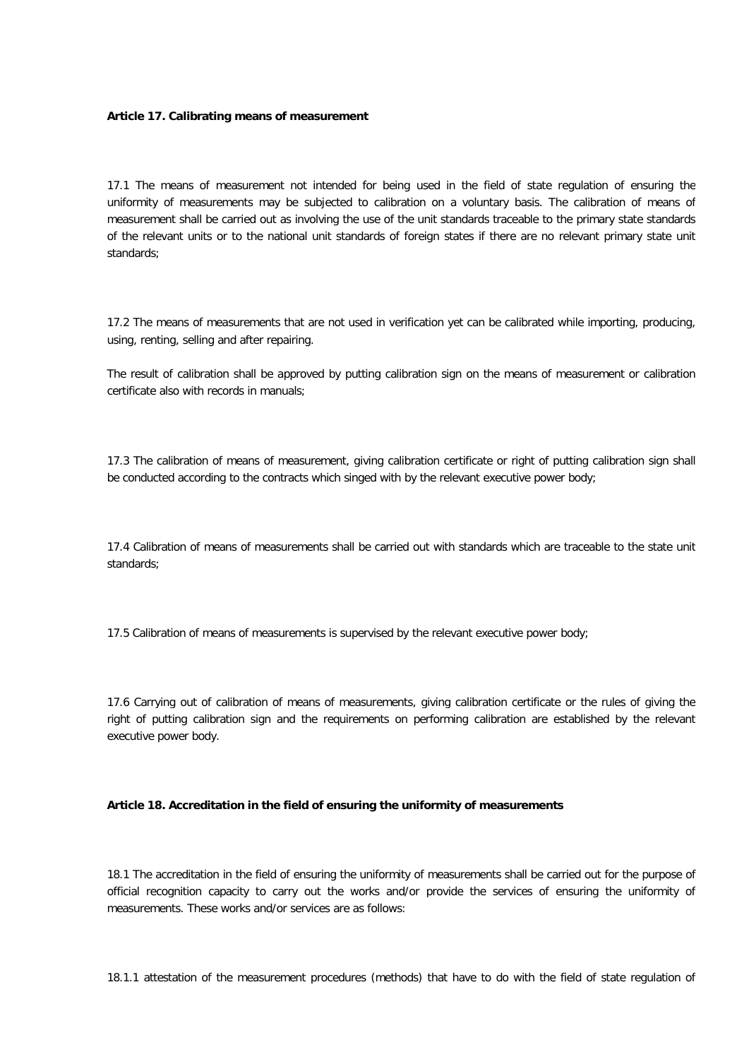**Article 17. Calibrating means of measurement**

17.1 The means of measurement not intended for being used in the field of state regulation of ensuring the uniformity of measurements may be subjected to calibration on a voluntary basis. The calibration of means of measurement shall be carried out as involving the use of the unit standards traceable to the primary state standards of the relevant units or to the national unit standards of foreign states if there are no relevant primary state unit standards;

17.2 The means of measurements that are not used in verification yet can be calibrated while importing, producing, using, renting, selling and after repairing.

The result of calibration shall be approved by putting calibration sign on the means of measurement or calibration certificate also with records in manuals;

17.3 The calibration of means of measurement, giving calibration certificate or right of putting calibration sign shall be conducted according to the contracts which singed with by the relevant executive power body;

17.4 Calibration of means of measurements shall be carried out with standards which are traceable to the state unit standards;

17.5 Calibration of means of measurements is supervised by the relevant executive power body;

17.6 Carrying out of calibration of means of measurements, giving calibration certificate or the rules of giving the right of putting calibration sign and the requirements on performing calibration are established by the relevant executive power body.

**Article 18. Accreditation in the field of ensuring the uniformity of measurements**

18.1 The accreditation in the field of ensuring the uniformity of measurements shall be carried out for the purpose of official recognition capacity to carry out the works and/or provide the services of ensuring the uniformity of measurements. These works and/or services are as follows:

18.1.1 attestation of the measurement procedures (methods) that have to do with the field of state regulation of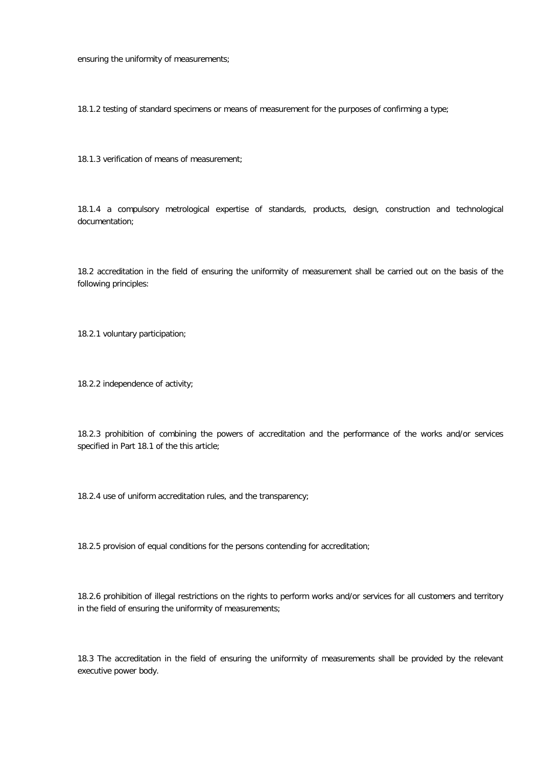ensuring the uniformity of measurements;

18.1.2 testing of standard specimens or means of measurement for the purposes of confirming a type;

18.1.3 verification of means of measurement;

18.1.4 a compulsory metrological expertise of standards, products, design, construction and technological documentation;

18.2 accreditation in the field of ensuring the uniformity of measurement shall be carried out on the basis of the following principles:

18.2.1 voluntary participation;

18.2.2 independence of activity;

18.2.3 prohibition of combining the powers of accreditation and the performance of the works and/or services specified in Part 18.1 of the this article;

18.2.4 use of uniform accreditation rules, and the transparency;

18.2.5 provision of equal conditions for the persons contending for accreditation;

18.2.6 prohibition of illegal restrictions on the rights to perform works and/or services for all customers and territory in the field of ensuring the uniformity of measurements;

18.3 The accreditation in the field of ensuring the uniformity of measurements shall be provided by the relevant executive power body.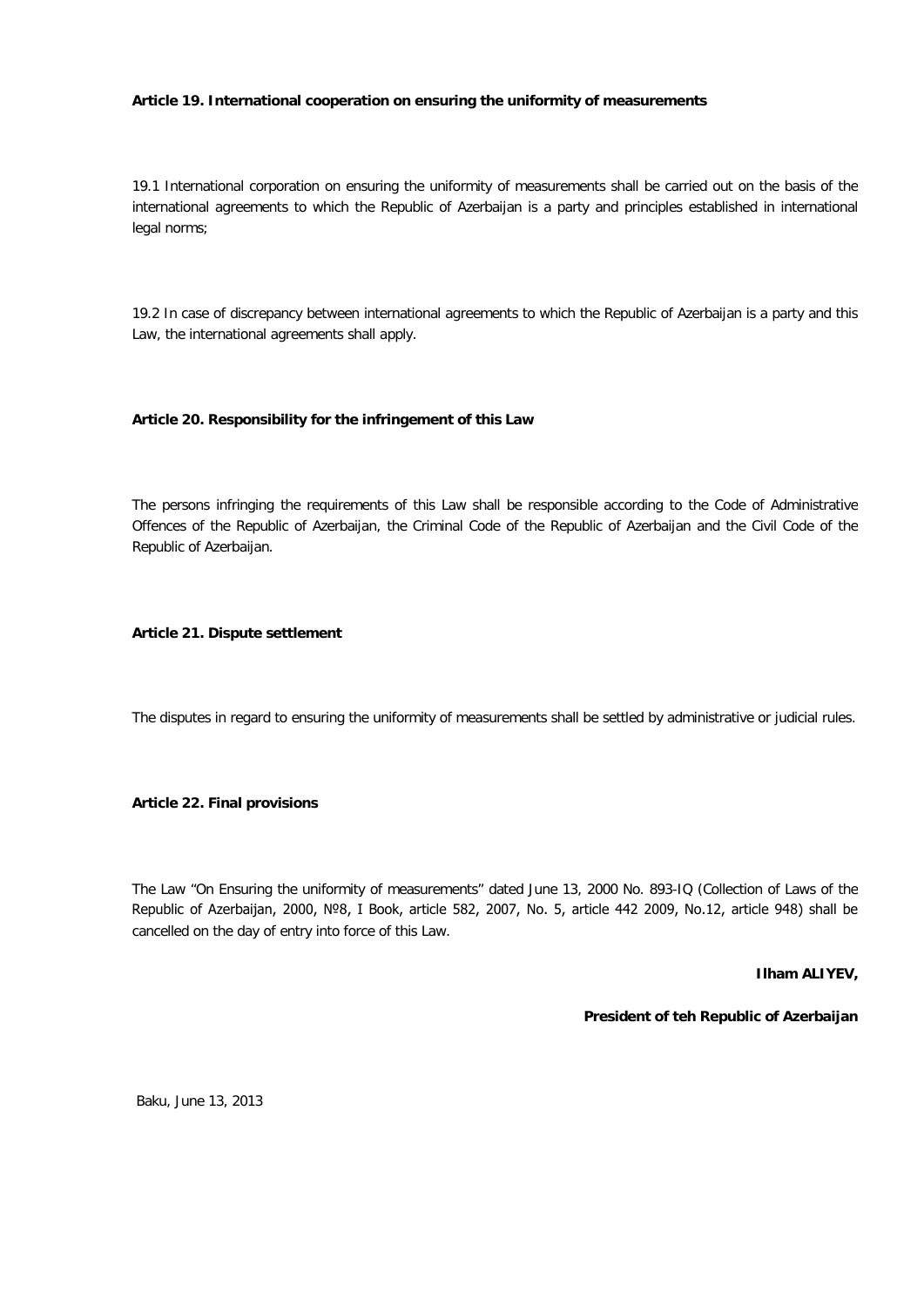**Article 19. International cooperation on ensuring the uniformity of measurements**

19.1 International corporation on ensuring the uniformity of measurements shall be carried out on the basis of the international agreements to which the Republic of Azerbaijan is a party and principles established in international legal norms;

19.2 In case of discrepancy between international agreements to which the Republic of Azerbaijan is a party and this Law, the international agreements shall apply.

**Article 20. Responsibility for the infringement of this Law**

The persons infringing the requirements of this Law shall be responsible according to the Code of Administrative Offences of the Republic of Azerbaijan, the Criminal Code of the Republic of Azerbaijan and the Civil Code of the Republic of Azerbaijan.

**Article 21. Dispute settlement**

The disputes in regard to ensuring the uniformity of measurements shall be settled by administrative or judicial rules.

**Article 22. Final provisions**

The Law "On Ensuring the uniformity of measurements" dated June 13, 2000 No. 893-IQ (Collection of Laws of the Republic of Azerbaijan, 2000, №8, I Book, article 582, 2007, No. 5, article 442 2009, No.12, article 948) shall be cancelled on the day of entry into force of this Law.

**Ilham ALIYEV,**

**President of teh Republic of Azerbaijan**

Baku, June 13, 2013